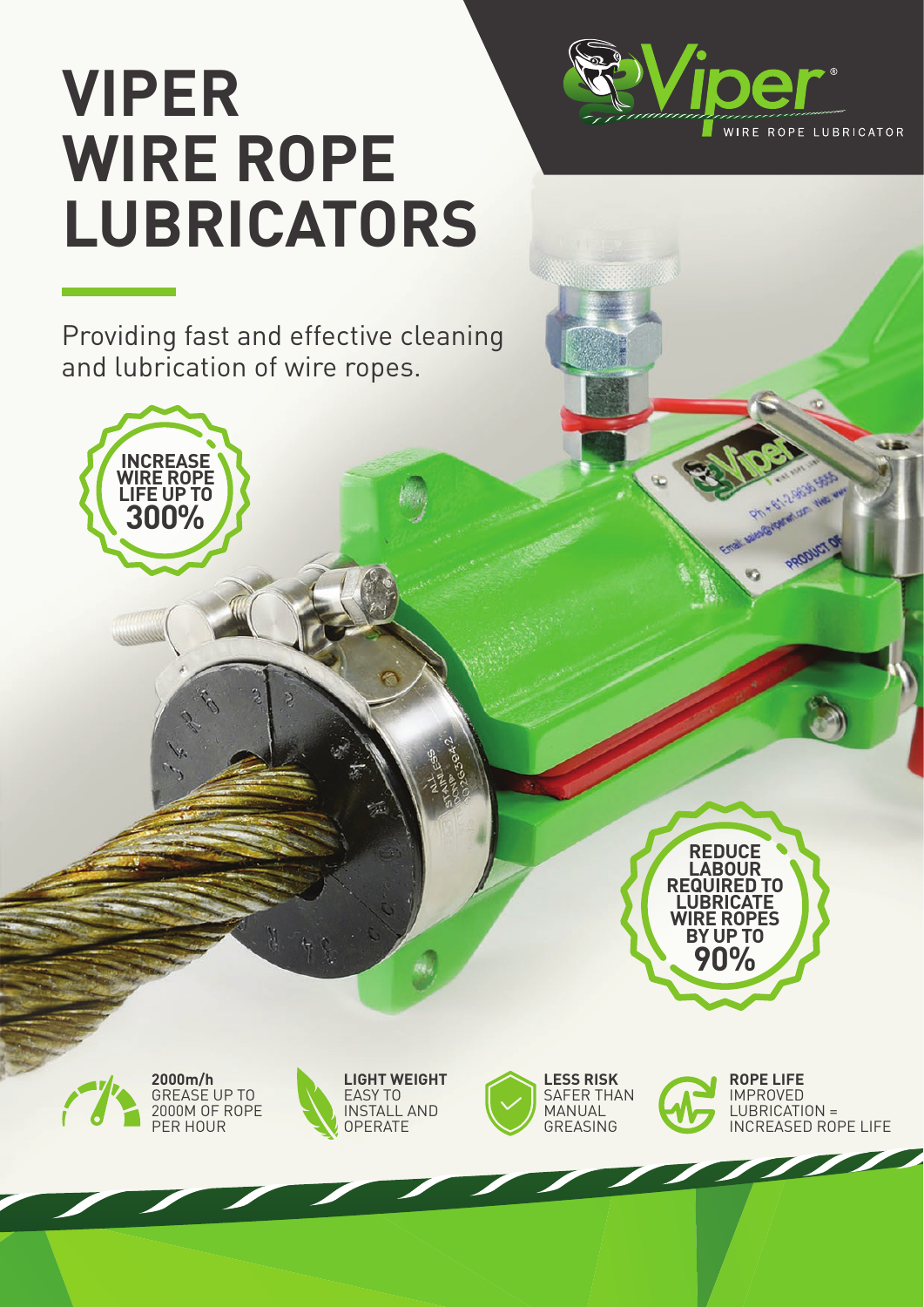# VIPER WIRE ROPE LUBRICATORS

Viper® WIRE ROPE LUBRICATOR

Providing fast and effective cleaning and lubrication of wire ropes.

**INCREASE WIRE ROPE LIFE UP TO 300%**

**REDUCE LABOUR REQUIRED TO LUBRICATE WIRE ROPES BY UP TO 90%**

**2000m/h**
GREASE UP TO 2000M OF ROPE PER HOUR

**LIGHT WEIGHT**
EASY TO INSTALL AND OPERATE

**LESS RISK**
SAFER THAN MANUAL GREASING

**ROPE LIFE**
IMPROVED LUBRICATION = INCREASED ROPE LIFE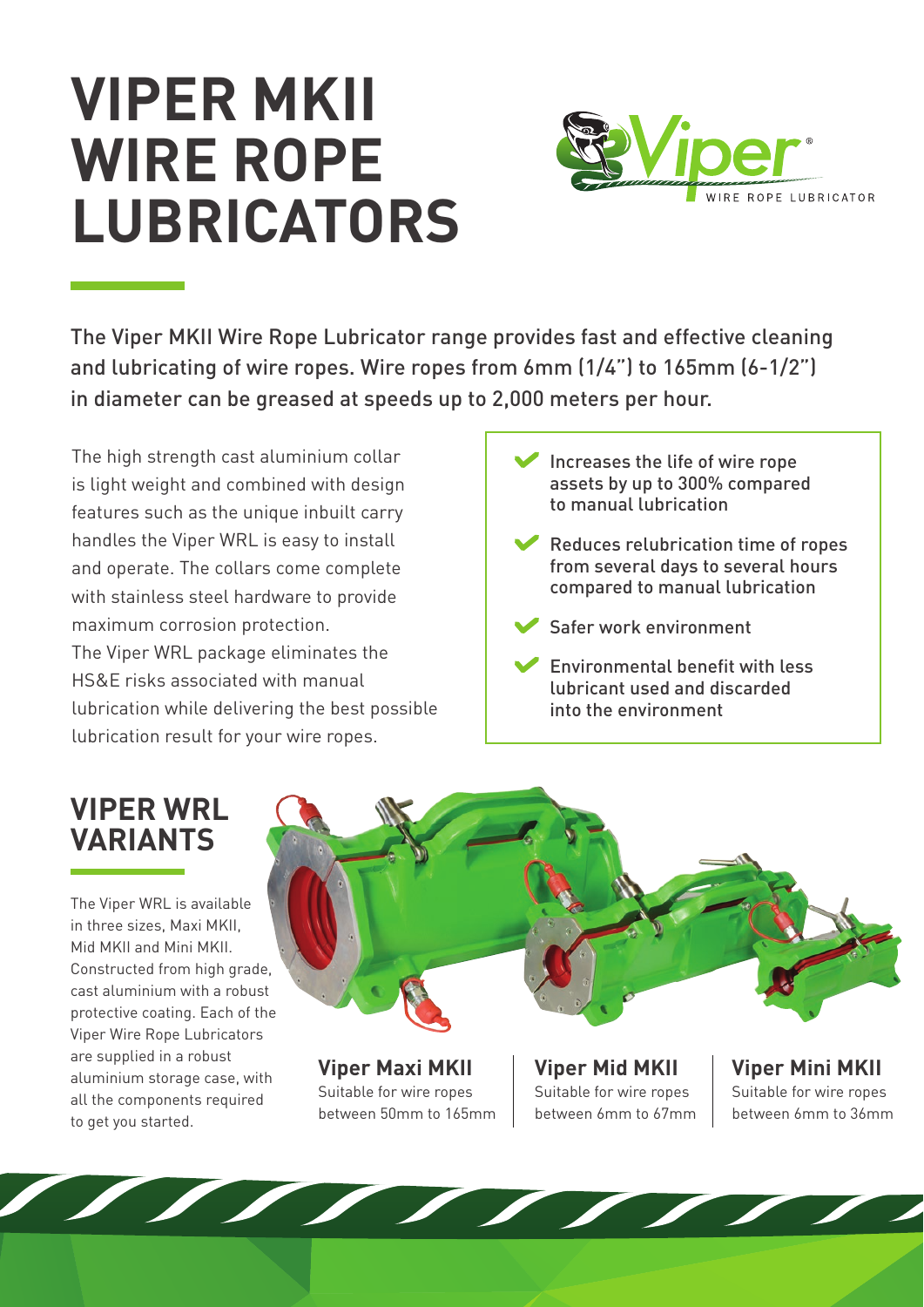# VIPER MKII WIRE ROPE LUBRICATORS

Viper® WIRE ROPE LUBRICATOR

The Viper MKII Wire Rope Lubricator range provides fast and effective cleaning and lubricating of wire ropes. Wire ropes from 6mm (1/4") to 165mm (6-1/2") in diameter can be greased at speeds up to 2,000 meters per hour.

The high strength cast aluminium collar is light weight and combined with design features such as the unique inbuilt carry handles the Viper WRL is easy to install and operate. The collars come complete with stainless steel hardware to provide maximum corrosion protection.
The Viper WRL package eliminates the HS&E risks associated with manual lubrication while delivering the best possible lubrication result for your wire ropes.

- ✔ Increases the life of wire rope assets by up to 300% compared to manual lubrication
- ✔ Reduces relubrication time of ropes from several days to several hours compared to manual lubrication
- ✔ Safer work environment
- ✔ Environmental benefit with less lubricant used and discarded into the environment

## VIPER WRL VARIANTS

The Viper WRL is available in three sizes, Maxi MKII, Mid MKII and Mini MKII. Constructed from high grade, cast aluminium with a robust protective coating. Each of the Viper Wire Rope Lubricators are supplied in a robust aluminium storage case, with all the components required to get you started.

**Viper Maxi MKII**
Suitable for wire ropes between 50mm to 165mm

**Viper Mid MKII**
Suitable for wire ropes between 6mm to 67mm

**Viper Mini MKII**
Suitable for wire ropes between 6mm to 36mm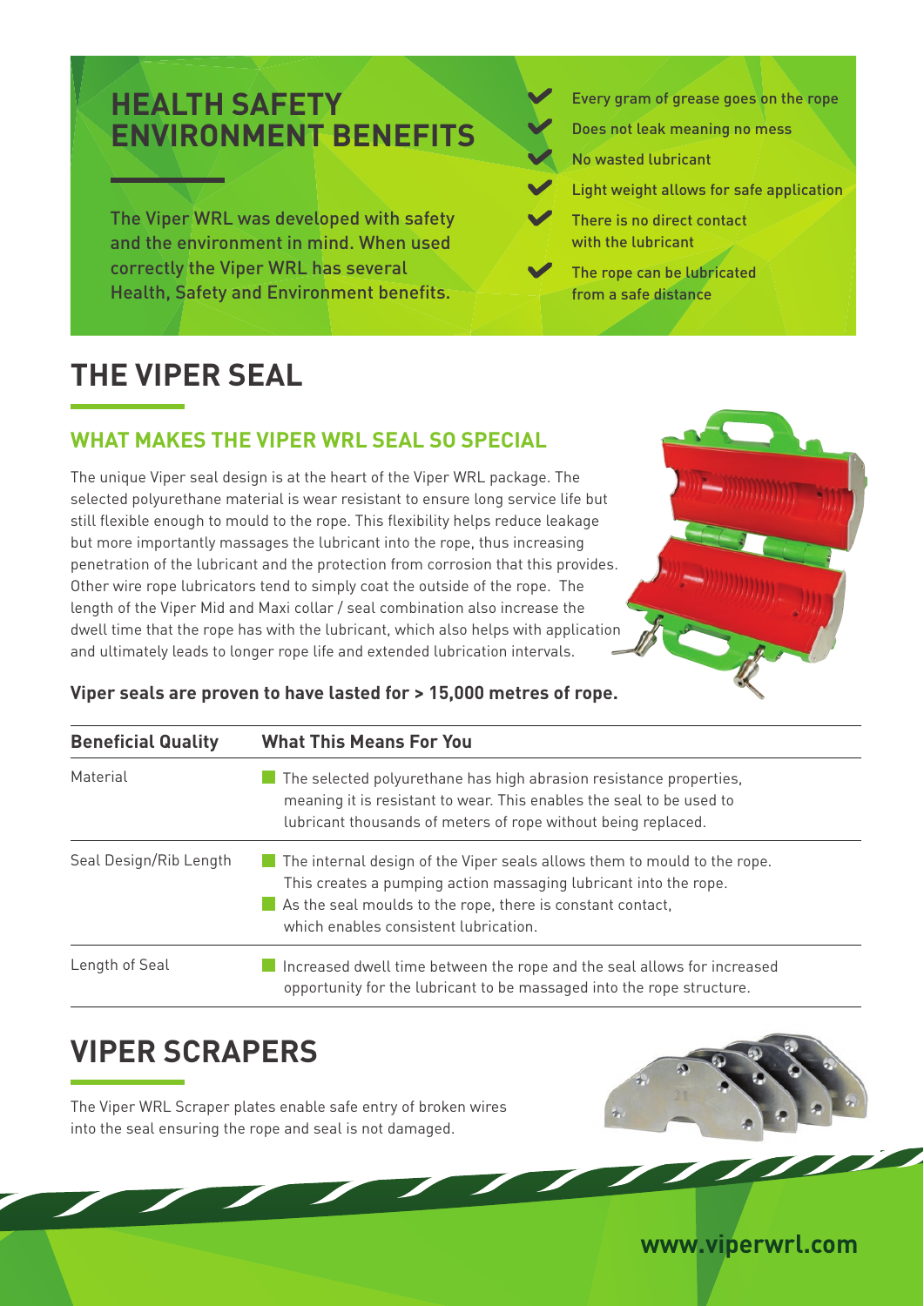# HEALTH SAFETY ENVIRONMENT BENEFITS

The Viper WRL was developed with safety and the environment in mind. When used correctly the Viper WRL has several Health, Safety and Environment benefits.

- Every gram of grease goes on the rope
- Does not leak meaning no mess
- No wasted lubricant
- Light weight allows for safe application
- There is no direct contact with the lubricant
- The rope can be lubricated from a safe distance

# THE VIPER SEAL

## WHAT MAKES THE VIPER WRL SEAL SO SPECIAL

The unique Viper seal design is at the heart of the Viper WRL package. The selected polyurethane material is wear resistant to ensure long service life but still flexible enough to mould to the rope. This flexibility helps reduce leakage but more importantly massages the lubricant into the rope, thus increasing penetration of the lubricant and the protection from corrosion that this provides. Other wire rope lubricators tend to simply coat the outside of the rope. The length of the Viper Mid and Maxi collar / seal combination also increase the dwell time that the rope has with the lubricant, which also helps with application and ultimately leads to longer rope life and extended lubrication intervals.

**Viper seals are proven to have lasted for > 15,000 metres of rope.**

| Beneficial Quality | What This Means For You |
|---|---|
| Material | The selected polyurethane has high abrasion resistance properties, meaning it is resistant to wear. This enables the seal to be used to lubricant thousands of meters of rope without being replaced. |
| Seal Design/Rib Length | The internal design of the Viper seals allows them to mould to the rope. This creates a pumping action massaging lubricant into the rope.<br>As the seal moulds to the rope, there is constant contact, which enables consistent lubrication. |
| Length of Seal | Increased dwell time between the rope and the seal allows for increased opportunity for the lubricant to be massaged into the rope structure. |

# VIPER SCRAPERS

The Viper WRL Scraper plates enable safe entry of broken wires into the seal ensuring the rope and seal is not damaged.

www.viperwrl.com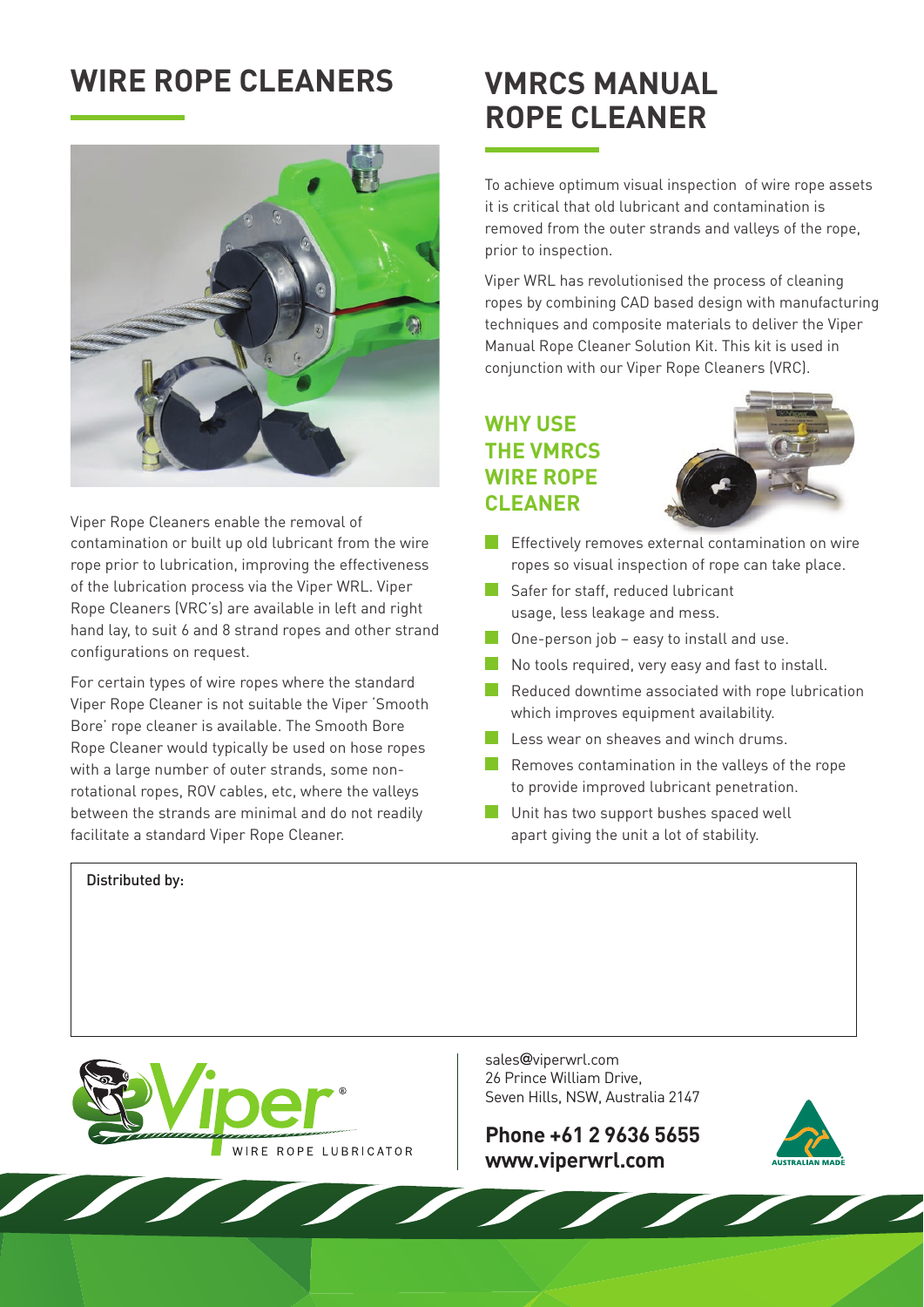# WIRE ROPE CLEANERS

Viper Rope Cleaners enable the removal of contamination or built up old lubricant from the wire rope prior to lubrication, improving the effectiveness of the lubrication process via the Viper WRL. Viper Rope Cleaners (VRC's) are available in left and right hand lay, to suit 6 and 8 strand ropes and other strand configurations on request.

For certain types of wire ropes where the standard Viper Rope Cleaner is not suitable the Viper 'Smooth Bore' rope cleaner is available. The Smooth Bore Rope Cleaner would typically be used on hose ropes with a large number of outer strands, some non-rotational ropes, ROV cables, etc, where the valleys between the strands are minimal and do not readily facilitate a standard Viper Rope Cleaner.

# VMRCS MANUAL ROPE CLEANER

To achieve optimum visual inspection of wire rope assets it is critical that old lubricant and contamination is removed from the outer strands and valleys of the rope, prior to inspection.

Viper WRL has revolutionised the process of cleaning ropes by combining CAD based design with manufacturing techniques and composite materials to deliver the Viper Manual Rope Cleaner Solution Kit. This kit is used in conjunction with our Viper Rope Cleaners (VRC).

## WHY USE THE VMRCS WIRE ROPE CLEANER

- Effectively removes external contamination on wire ropes so visual inspection of rope can take place.
- Safer for staff, reduced lubricant usage, less leakage and mess.
- One-person job – easy to install and use.
- No tools required, very easy and fast to install.
- Reduced downtime associated with rope lubrication which improves equipment availability.
- Less wear on sheaves and winch drums.
- Removes contamination in the valleys of the rope to provide improved lubricant penetration.
- Unit has two support bushes spaced well apart giving the unit a lot of stability.

Distributed by:

Viper® WIRE ROPE LUBRICATOR

sales@viperwrl.com
26 Prince William Drive,
Seven Hills, NSW, Australia 2147

**Phone +61 2 9636 5655**
**www.viperwrl.com**

AUSTRALIAN MADE